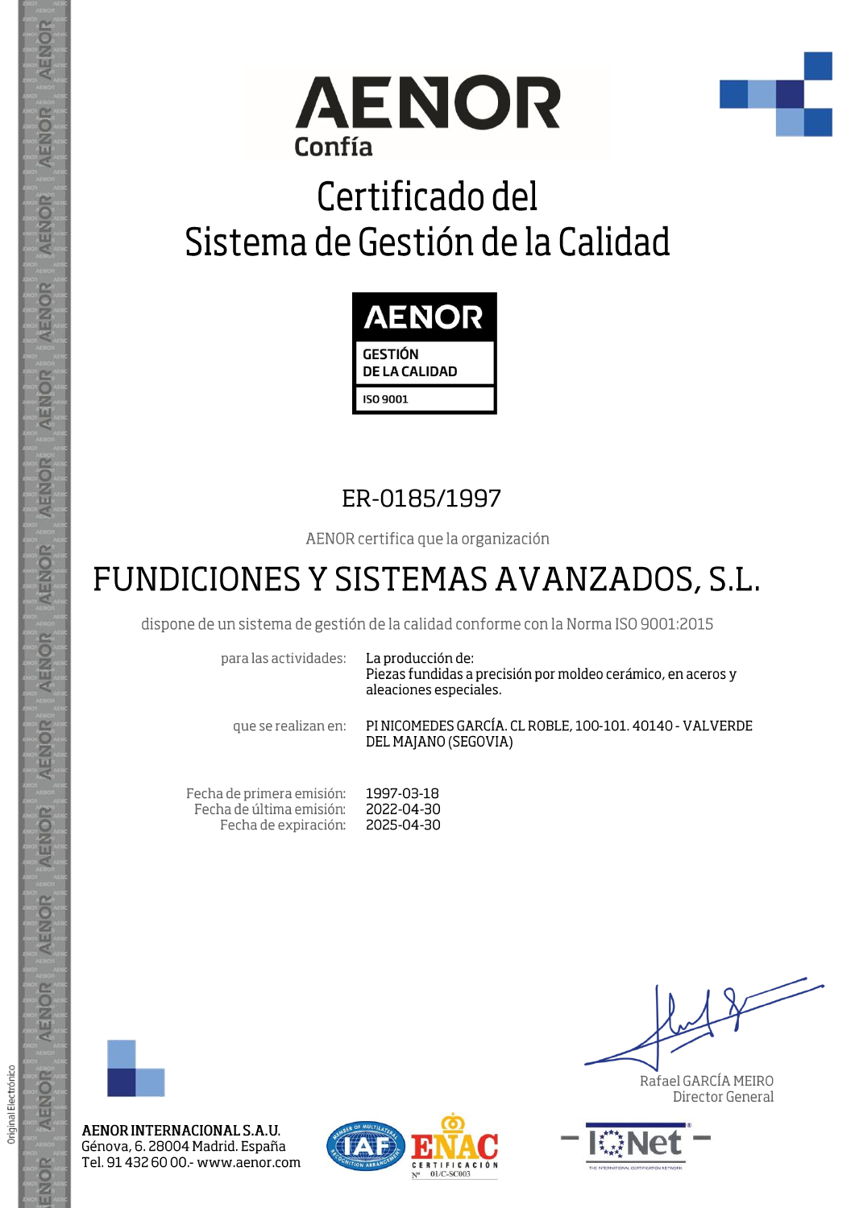AENOR
Confía

# Certificado del Sistema de Gestión de la Calidad

AENOR
GESTIÓN DE LA CALIDAD
ISO 9001

## ER-0185/1997

AENOR certifica que la organización

## FUNDICIONES Y SISTEMAS AVANZADOS, S.L.

dispone de un sistema de gestión de la calidad conforme con la Norma ISO 9001:2015

para las actividades: La producción de:
Piezas fundidas a precisión por moldeo cerámico, en aceros y aleaciones especiales.

que se realizan en: PI NICOMEDES GARCÍA. CL ROBLE, 100-101. 40140 - VALVERDE DEL MAJANO (SEGOVIA)

Fecha de primera emisión: 1997-03-18
Fecha de última emisión: 2022-04-30
Fecha de expiración: 2025-04-30

Rafael GARCÍA MEIRO
Director General

**AENOR INTERNACIONAL S.A.U.**
Génova, 6. 28004 Madrid. España
Tel. 91 432 60 00.- www.aenor.com

ENAC CERTIFICACIÓN Nº 01/C-SC003

IQNet

Original Electrónico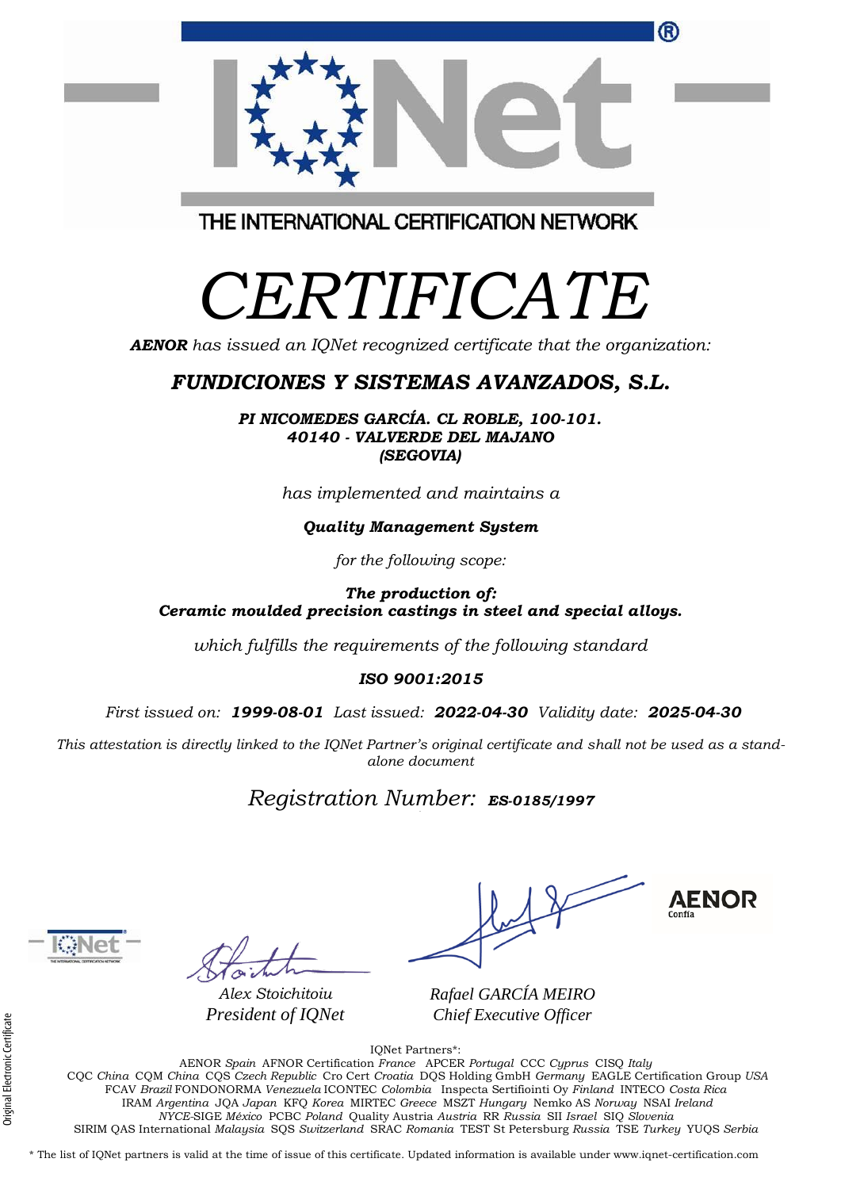# IQNet

THE INTERNATIONAL CERTIFICATION NETWORK

# *CERTIFICATE*

***AENOR** has issued an IQNet recognized certificate that the organization:*

## ***FUNDICIONES Y SISTEMAS AVANZADOS, S.L.***

***PI NICOMEDES GARCÍA. CL ROBLE, 100-101.***
***40140 - VALVERDE DEL MAJANO***
***(SEGOVIA)***

*has implemented and maintains a*

***Quality Management System***

*for the following scope:*

***The production of:***
***Ceramic moulded precision castings in steel and special alloys.***

*which fulfills the requirements of the following standard*

***ISO 9001:2015***

*First issued on:* ***1999-08-01*** *Last issued:* ***2022-04-30*** *Validity date:* ***2025-04-30***

*This attestation is directly linked to the IQNet Partner's original certificate and shall not be used as a stand-alone document*

*Registration Number:* ***ES-0185/1997***

*Alex Stoichitoiu*
*President of IQNet*

*Rafael GARCÍA MEIRO*
*Chief Executive Officer*

AENOR Confía

Original Electronic Certificate

IQNet Partners*:

AENOR *Spain* AFNOR Certification *France* APCER *Portugal* CCC *Cyprus* CISQ *Italy*
CQC *China* CQM *China* CQS *Czech Republic* Cro Cert *Croatia* DQS Holding GmbH *Germany* EAGLE Certification Group *USA*
FCAV *Brazil* FONDONORMA *Venezuela* ICONTEC *Colombia* Inspecta Sertifiointi Oy *Finland* INTECO *Costa Rica*
IRAM *Argentina* JQA *Japan* KFQ *Korea* MIRTEC *Greece* MSZT *Hungary* Nemko AS *Norway* NSAI *Ireland*
*NYCE*-SIGE *México* PCBC *Poland* Quality Austria *Austria* RR *Russia* SII *Israel* SIQ *Slovenia*
SIRIM QAS International *Malaysia* SQS *Switzerland* SRAC *Romania* TEST St Petersburg *Russia* TSE *Turkey* YUQS *Serbia*

* The list of IQNet partners is valid at the time of issue of this certificate. Updated information is available under www.iqnet-certification.com